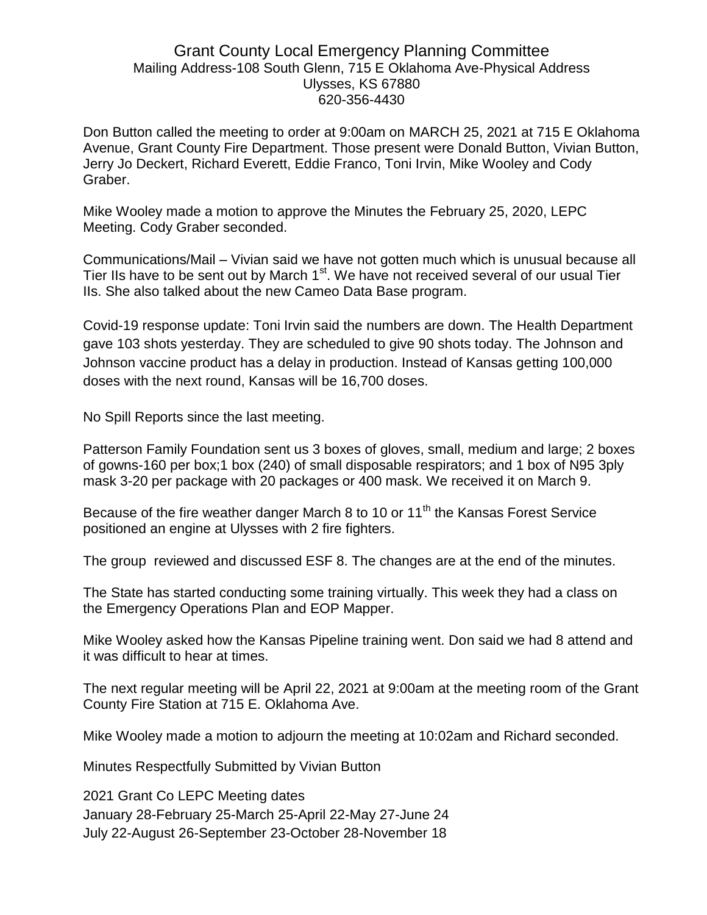# Grant County Local Emergency Planning Committee

Mailing Address-108 South Glenn, 715 E Oklahoma Ave-Physical Address
Ulysses, KS 67880
620-356-4430

Don Button called the meeting to order at 9:00am on MARCH 25, 2021 at 715 E Oklahoma Avenue, Grant County Fire Department. Those present were Donald Button, Vivian Button, Jerry Jo Deckert, Richard Everett, Eddie Franco, Toni Irvin, Mike Wooley and Cody Graber.

Mike Wooley made a motion to approve the Minutes the February 25, 2020, LEPC Meeting. Cody Graber seconded.

Communications/Mail – Vivian said we have not gotten much which is unusual because all Tier IIs have to be sent out by March 1st. We have not received several of our usual Tier IIs. She also talked about the new Cameo Data Base program.

Covid-19 response update: Toni Irvin said the numbers are down. The Health Department gave 103 shots yesterday. They are scheduled to give 90 shots today. The Johnson and Johnson vaccine product has a delay in production. Instead of Kansas getting 100,000 doses with the next round, Kansas will be 16,700 doses.

No Spill Reports since the last meeting.

Patterson Family Foundation sent us 3 boxes of gloves, small, medium and large; 2 boxes of gowns-160 per box;1 box (240) of small disposable respirators; and 1 box of N95 3ply mask 3-20 per package with 20 packages or 400 mask. We received it on March 9.

Because of the fire weather danger March 8 to 10 or 11th the Kansas Forest Service positioned an engine at Ulysses with 2 fire fighters.

The group reviewed and discussed ESF 8. The changes are at the end of the minutes.

The State has started conducting some training virtually. This week they had a class on the Emergency Operations Plan and EOP Mapper.

Mike Wooley asked how the Kansas Pipeline training went. Don said we had 8 attend and it was difficult to hear at times.

The next regular meeting will be April 22, 2021 at 9:00am at the meeting room of the Grant County Fire Station at 715 E. Oklahoma Ave.

Mike Wooley made a motion to adjourn the meeting at 10:02am and Richard seconded.

Minutes Respectfully Submitted by Vivian Button

2021 Grant Co LEPC Meeting dates
January 28-February 25-March 25-April 22-May 27-June 24
July 22-August 26-September 23-October 28-November 18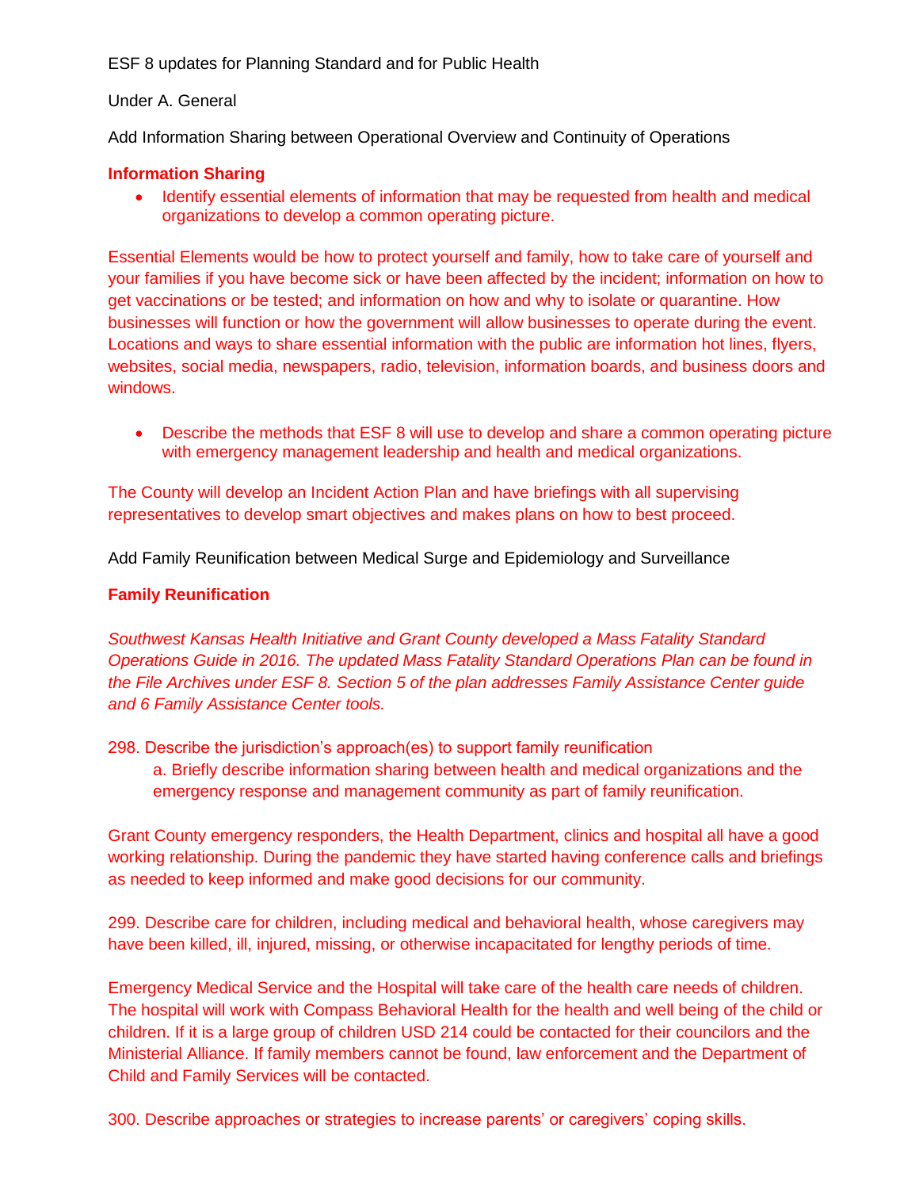ESF 8 updates for Planning Standard and for Public Health

Under A. General

Add Information Sharing between Operational Overview and Continuity of Operations

**Information Sharing**

- Identify essential elements of information that may be requested from health and medical organizations to develop a common operating picture.

Essential Elements would be how to protect yourself and family, how to take care of yourself and your families if you have become sick or have been affected by the incident; information on how to get vaccinations or be tested; and information on how and why to isolate or quarantine. How businesses will function or how the government will allow businesses to operate during the event. Locations and ways to share essential information with the public are information hot lines, flyers, websites, social media, newspapers, radio, television, information boards, and business doors and windows.

- Describe the methods that ESF 8 will use to develop and share a common operating picture with emergency management leadership and health and medical organizations.

The County will develop an Incident Action Plan and have briefings with all supervising representatives to develop smart objectives and makes plans on how to best proceed.

Add Family Reunification between Medical Surge and Epidemiology and Surveillance

**Family Reunification**

*Southwest Kansas Health Initiative and Grant County developed a Mass Fatality Standard Operations Guide in 2016. The updated Mass Fatality Standard Operations Plan can be found in the File Archives under ESF 8. Section 5 of the plan addresses Family Assistance Center guide and 6 Family Assistance Center tools.*

298. Describe the jurisdiction's approach(es) to support family reunification
    a. Briefly describe information sharing between health and medical organizations and the emergency response and management community as part of family reunification.

Grant County emergency responders, the Health Department, clinics and hospital all have a good working relationship. During the pandemic they have started having conference calls and briefings as needed to keep informed and make good decisions for our community.

299. Describe care for children, including medical and behavioral health, whose caregivers may have been killed, ill, injured, missing, or otherwise incapacitated for lengthy periods of time.

Emergency Medical Service and the Hospital will take care of the health care needs of children. The hospital will work with Compass Behavioral Health for the health and well being of the child or children. If it is a large group of children USD 214 could be contacted for their councilors and the Ministerial Alliance. If family members cannot be found, law enforcement and the Department of Child and Family Services will be contacted.

300. Describe approaches or strategies to increase parents' or caregivers' coping skills.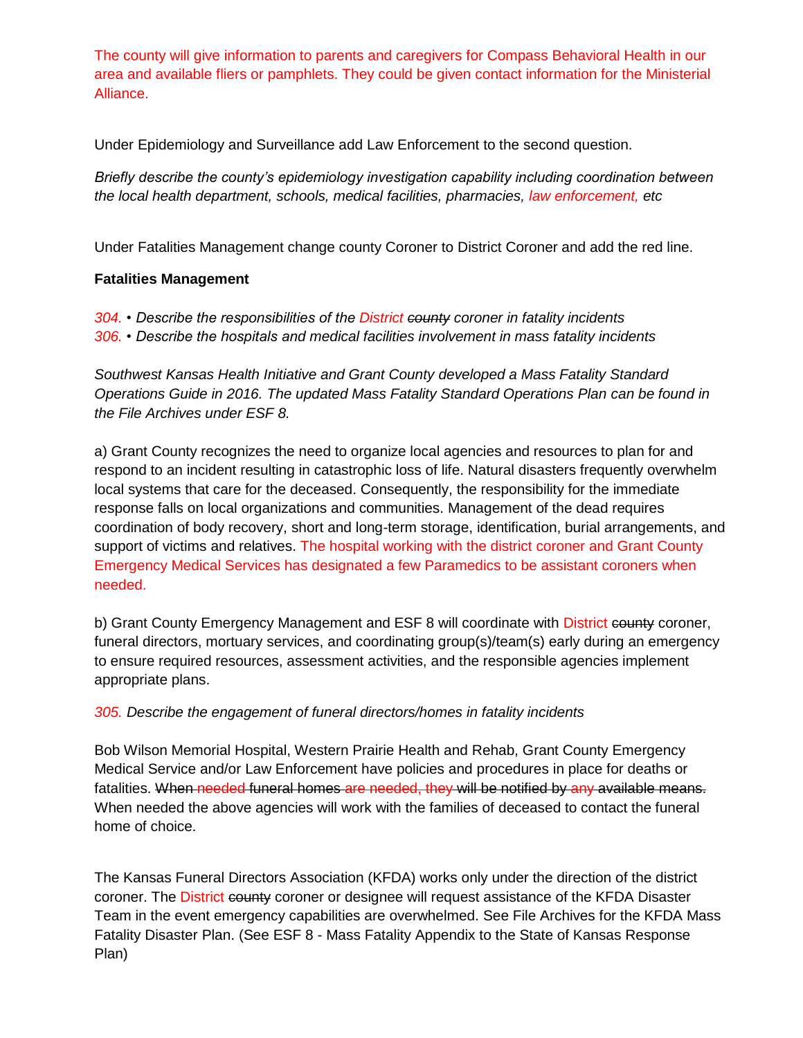The county will give information to parents and caregivers for Compass Behavioral Health in our area and available fliers or pamphlets. They could be given contact information for the Ministerial Alliance.

Under Epidemiology and Surveillance add Law Enforcement to the second question.

*Briefly describe the county's epidemiology investigation capability including coordination between the local health department, schools, medical facilities, pharmacies, law enforcement, etc*

Under Fatalities Management change county Coroner to District Coroner and add the red line.

**Fatalities Management**

*304. • Describe the responsibilities of the District ~~county~~ coroner in fatality incidents*
*306. • Describe the hospitals and medical facilities involvement in mass fatality incidents*

*Southwest Kansas Health Initiative and Grant County developed a Mass Fatality Standard Operations Guide in 2016. The updated Mass Fatality Standard Operations Plan can be found in the File Archives under ESF 8.*

a) Grant County recognizes the need to organize local agencies and resources to plan for and respond to an incident resulting in catastrophic loss of life. Natural disasters frequently overwhelm local systems that care for the deceased. Consequently, the responsibility for the immediate response falls on local organizations and communities. Management of the dead requires coordination of body recovery, short and long-term storage, identification, burial arrangements, and support of victims and relatives. The hospital working with the district coroner and Grant County Emergency Medical Services has designated a few Paramedics to be assistant coroners when needed.

b) Grant County Emergency Management and ESF 8 will coordinate with District ~~county~~ coroner, funeral directors, mortuary services, and coordinating group(s)/team(s) early during an emergency to ensure required resources, assessment activities, and the responsible agencies implement appropriate plans.

*305. Describe the engagement of funeral directors/homes in fatality incidents*

Bob Wilson Memorial Hospital, Western Prairie Health and Rehab, Grant County Emergency Medical Service and/or Law Enforcement have policies and procedures in place for deaths or fatalities. ~~When needed funeral homes are needed, they will be notified by any available means.~~ When needed the above agencies will work with the families of deceased to contact the funeral home of choice.

The Kansas Funeral Directors Association (KFDA) works only under the direction of the district coroner. The District ~~county~~ coroner or designee will request assistance of the KFDA Disaster Team in the event emergency capabilities are overwhelmed. See File Archives for the KFDA Mass Fatality Disaster Plan. (See ESF 8 - Mass Fatality Appendix to the State of Kansas Response Plan)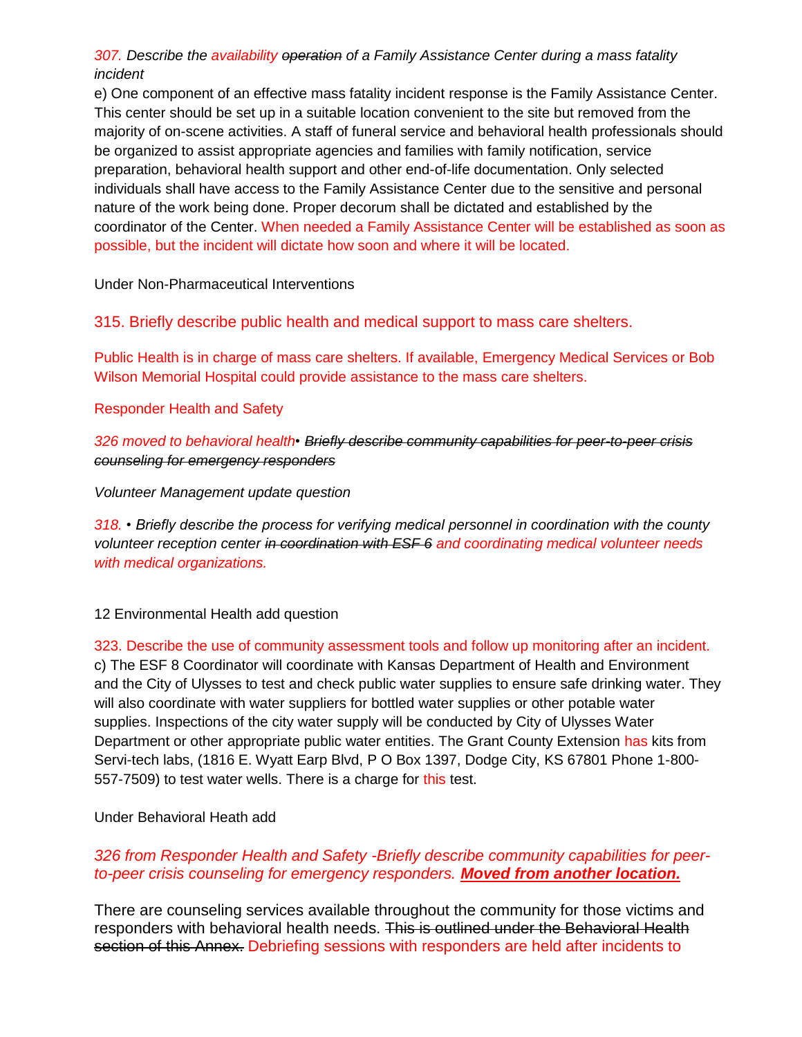*307. Describe the availability ~~operation~~ of a Family Assistance Center during a mass fatality incident*

e) One component of an effective mass fatality incident response is the Family Assistance Center. This center should be set up in a suitable location convenient to the site but removed from the majority of on-scene activities. A staff of funeral service and behavioral health professionals should be organized to assist appropriate agencies and families with family notification, service preparation, behavioral health support and other end-of-life documentation. Only selected individuals shall have access to the Family Assistance Center due to the sensitive and personal nature of the work being done. Proper decorum shall be dictated and established by the coordinator of the Center. When needed a Family Assistance Center will be established as soon as possible, but the incident will dictate how soon and where it will be located.

Under Non-Pharmaceutical Interventions

315. Briefly describe public health and medical support to mass care shelters.

Public Health is in charge of mass care shelters. If available, Emergency Medical Services or Bob Wilson Memorial Hospital could provide assistance to the mass care shelters.

Responder Health and Safety

*326 moved to behavioral health• ~~Briefly describe community capabilities for peer-to-peer crisis counseling for emergency responders~~*

*Volunteer Management update question*

*318. • Briefly describe the process for verifying medical personnel in coordination with the county volunteer reception center ~~in coordination with ESF 6~~ and coordinating medical volunteer needs with medical organizations.*

12 Environmental Health add question

323. Describe the use of community assessment tools and follow up monitoring after an incident.

c) The ESF 8 Coordinator will coordinate with Kansas Department of Health and Environment and the City of Ulysses to test and check public water supplies to ensure safe drinking water. They will also coordinate with water suppliers for bottled water supplies or other potable water supplies. Inspections of the city water supply will be conducted by City of Ulysses Water Department or other appropriate public water entities. The Grant County Extension has kits from Servi-tech labs, (1816 E. Wyatt Earp Blvd, P O Box 1397, Dodge City, KS 67801 Phone 1-800-557-7509) to test water wells. There is a charge for this test.

Under Behavioral Heath add

*326 from Responder Health and Safety -Briefly describe community capabilities for peer-to-peer crisis counseling for emergency responders. **Moved from another location.***

There are counseling services available throughout the community for those victims and responders with behavioral health needs. ~~This is outlined under the Behavioral Health section of this Annex.~~ Debriefing sessions with responders are held after incidents to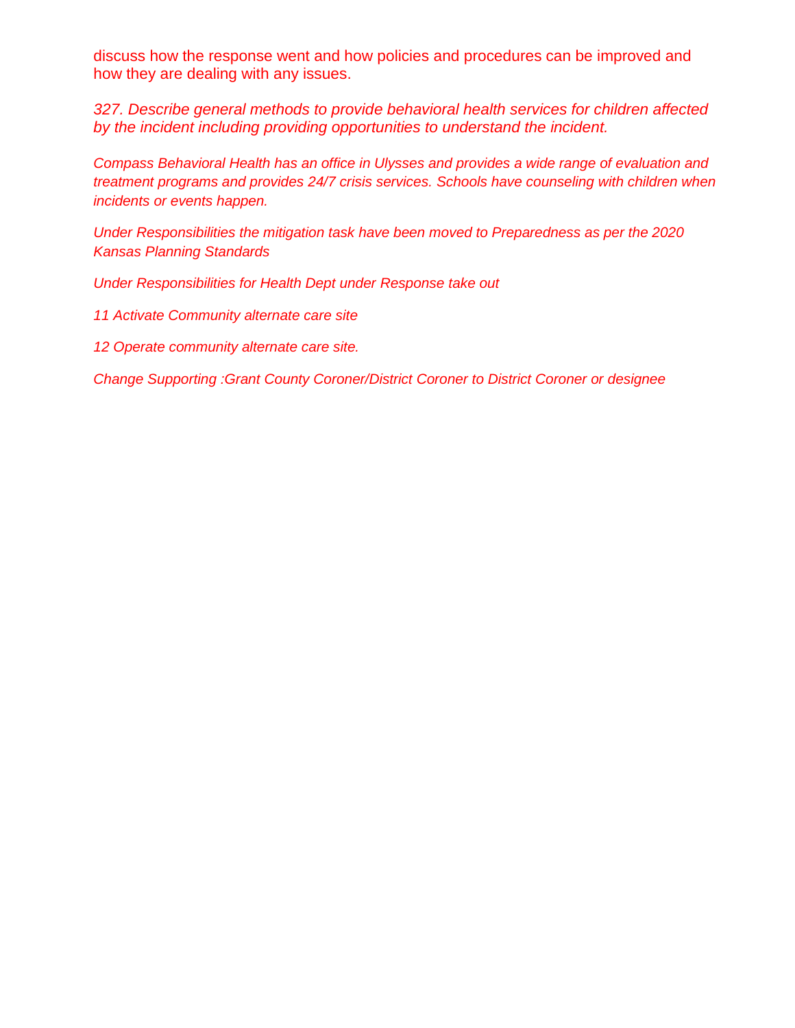discuss how the response went and how policies and procedures can be improved and how they are dealing with any issues.

*327. Describe general methods to provide behavioral health services for children affected by the incident including providing opportunities to understand the incident.*

*Compass Behavioral Health has an office in Ulysses and provides a wide range of evaluation and treatment programs and provides 24/7 crisis services. Schools have counseling with children when incidents or events happen.*

*Under Responsibilities the mitigation task have been moved to Preparedness as per the 2020 Kansas Planning Standards*

*Under Responsibilities for Health Dept under Response take out*

*11 Activate Community alternate care site*

*12 Operate community alternate care site.*

*Change Supporting :Grant County Coroner/District Coroner to District Coroner or designee*